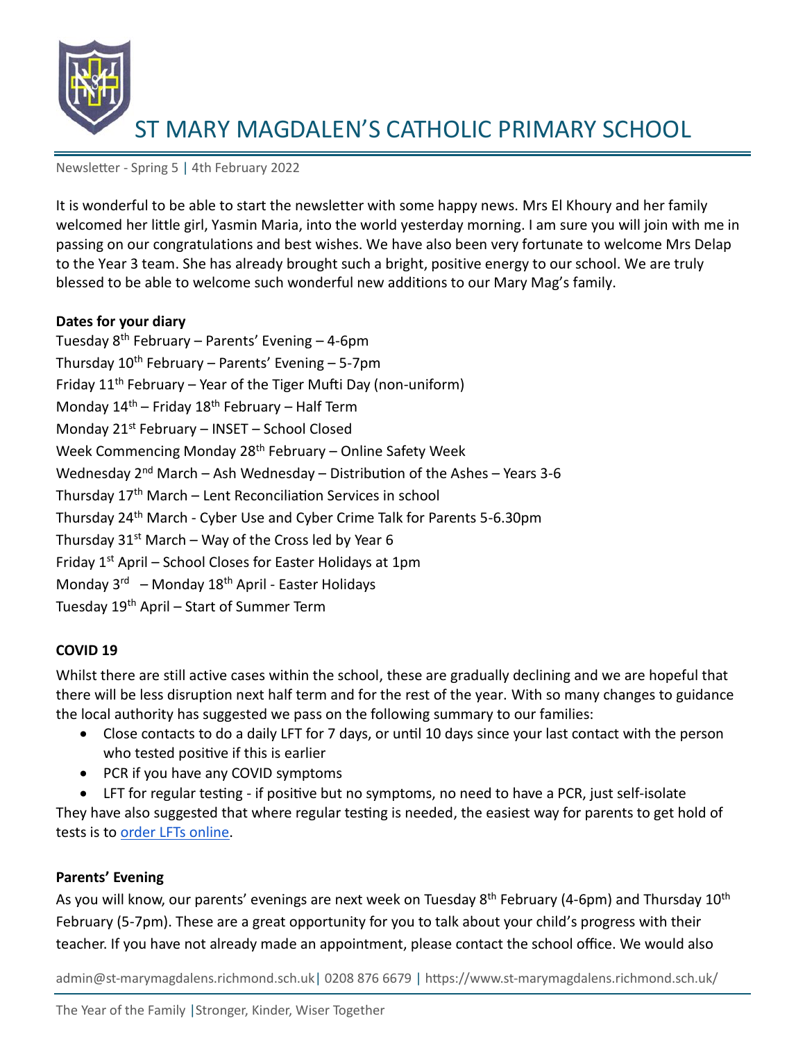# ST MARY MAGDALEN'S CATHOLIC PRIMARY SCHOOL

Newsletter - Spring 5 | 4th February 2022

It is wonderful to be able to start the newsletter with some happy news. Mrs El Khoury and her family welcomed her little girl, Yasmin Maria, into the world yesterday morning. I am sure you will join with me in passing on our congratulations and best wishes. We have also been very fortunate to welcome Mrs Delap to the Year 3 team. She has already brought such a bright, positive energy to our school. We are truly blessed to be able to welcome such wonderful new additions to our Mary Mag's family.

**Dates for your diary**

Tuesday 8th February – Parents' Evening – 4-6pm
Thursday 10th February – Parents' Evening – 5-7pm
Friday 11th February – Year of the Tiger Mufti Day (non-uniform)
Monday 14th – Friday 18th February – Half Term
Monday 21st February – INSET – School Closed
Week Commencing Monday 28th February – Online Safety Week
Wednesday 2nd March – Ash Wednesday – Distribution of the Ashes – Years 3-6
Thursday 17th March – Lent Reconciliation Services in school
Thursday 24th March - Cyber Use and Cyber Crime Talk for Parents 5-6.30pm
Thursday 31st March – Way of the Cross led by Year 6
Friday 1st April – School Closes for Easter Holidays at 1pm
Monday 3rd – Monday 18th April - Easter Holidays
Tuesday 19th April – Start of Summer Term

**COVID 19**

Whilst there are still active cases within the school, these are gradually declining and we are hopeful that there will be less disruption next half term and for the rest of the year. With so many changes to guidance the local authority has suggested we pass on the following summary to our families:

- Close contacts to do a daily LFT for 7 days, or until 10 days since your last contact with the person who tested positive if this is earlier
- PCR if you have any COVID symptoms
- LFT for regular testing - if positive but no symptoms, no need to have a PCR, just self-isolate

They have also suggested that where regular testing is needed, the easiest way for parents to get hold of tests is to order LFTs online.

**Parents' Evening**

As you will know, our parents' evenings are next week on Tuesday 8th February (4-6pm) and Thursday 10th February (5-7pm). These are a great opportunity for you to talk about your child's progress with their teacher. If you have not already made an appointment, please contact the school office. We would also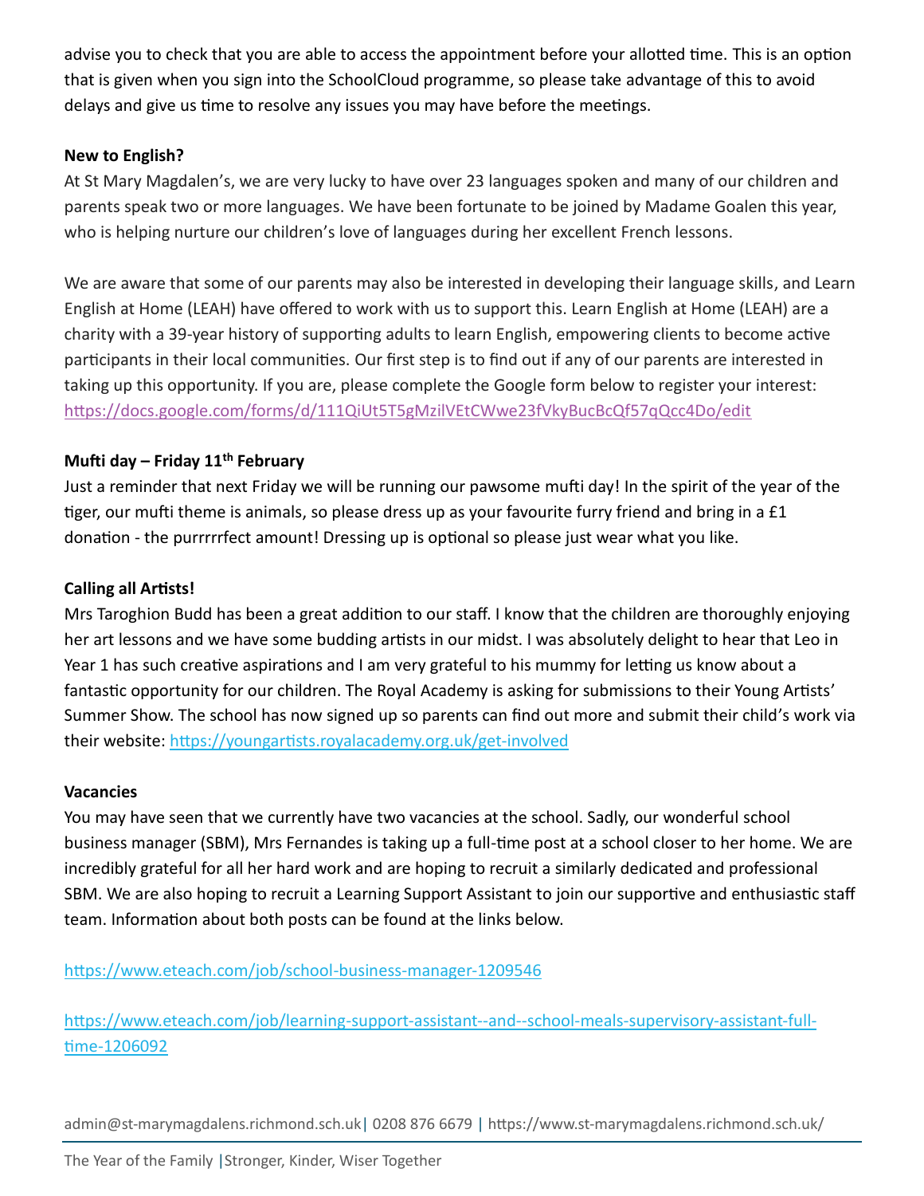advise you to check that you are able to access the appointment before your allotted time. This is an option that is given when you sign into the SchoolCloud programme, so please take advantage of this to avoid delays and give us time to resolve any issues you may have before the meetings.

**New to English?**

At St Mary Magdalen's, we are very lucky to have over 23 languages spoken and many of our children and parents speak two or more languages. We have been fortunate to be joined by Madame Goalen this year, who is helping nurture our children's love of languages during her excellent French lessons.

We are aware that some of our parents may also be interested in developing their language skills, and Learn English at Home (LEAH) have offered to work with us to support this. Learn English at Home (LEAH) are a charity with a 39-year history of supporting adults to learn English, empowering clients to become active participants in their local communities. Our first step is to find out if any of our parents are interested in taking up this opportunity. If you are, please complete the Google form below to register your interest: https://docs.google.com/forms/d/111QiUt5T5gMzilVEtCWwe23fVkyBucBcQf57qQcc4Do/edit

**Mufti day – Friday 11th February**

Just a reminder that next Friday we will be running our pawsome mufti day! In the spirit of the year of the tiger, our mufti theme is animals, so please dress up as your favourite furry friend and bring in a £1 donation - the purrrrrfect amount! Dressing up is optional so please just wear what you like.

**Calling all Artists!**

Mrs Taroghion Budd has been a great addition to our staff. I know that the children are thoroughly enjoying her art lessons and we have some budding artists in our midst. I was absolutely delight to hear that Leo in Year 1 has such creative aspirations and I am very grateful to his mummy for letting us know about a fantastic opportunity for our children. The Royal Academy is asking for submissions to their Young Artists' Summer Show. The school has now signed up so parents can find out more and submit their child's work via their website: https://youngartists.royalacademy.org.uk/get-involved

**Vacancies**

You may have seen that we currently have two vacancies at the school. Sadly, our wonderful school business manager (SBM), Mrs Fernandes is taking up a full-time post at a school closer to her home. We are incredibly grateful for all her hard work and are hoping to recruit a similarly dedicated and professional SBM. We are also hoping to recruit a Learning Support Assistant to join our supportive and enthusiastic staff team. Information about both posts can be found at the links below.

https://www.eteach.com/job/school-business-manager-1209546

https://www.eteach.com/job/learning-support-assistant--and--school-meals-supervisory-assistant-full-time-1206092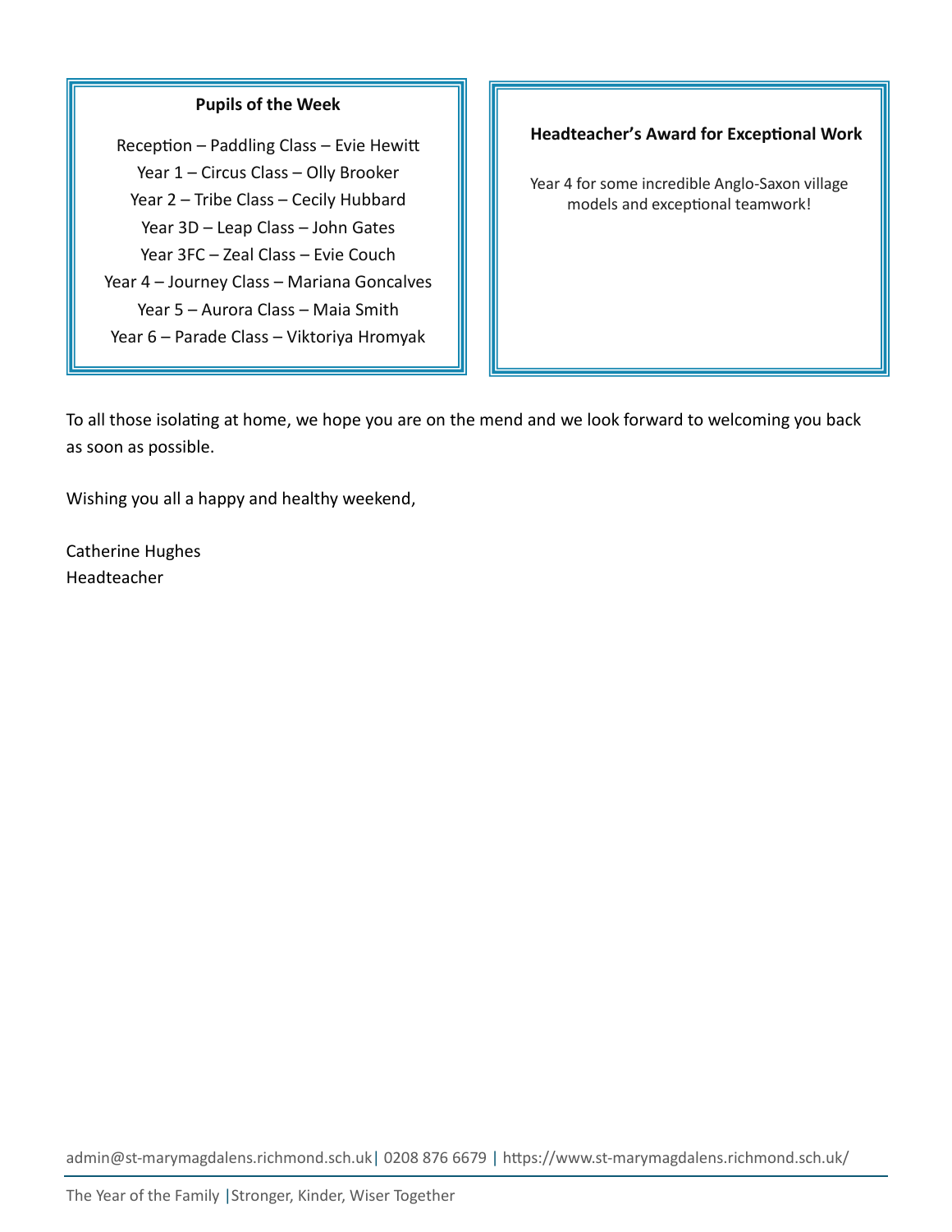### Pupils of the Week

Reception – Paddling Class – Evie Hewitt
Year 1 – Circus Class – Olly Brooker
Year 2 – Tribe Class – Cecily Hubbard
Year 3D – Leap Class – John Gates
Year 3FC – Zeal Class – Evie Couch
Year 4 – Journey Class – Mariana Goncalves
Year 5 – Aurora Class – Maia Smith
Year 6 – Parade Class – Viktoriya Hromyak

### Headteacher's Award for Exceptional Work

Year 4 for some incredible Anglo-Saxon village models and exceptional teamwork!

To all those isolating at home, we hope you are on the mend and we look forward to welcoming you back as soon as possible.

Wishing you all a happy and healthy weekend,

Catherine Hughes
Headteacher